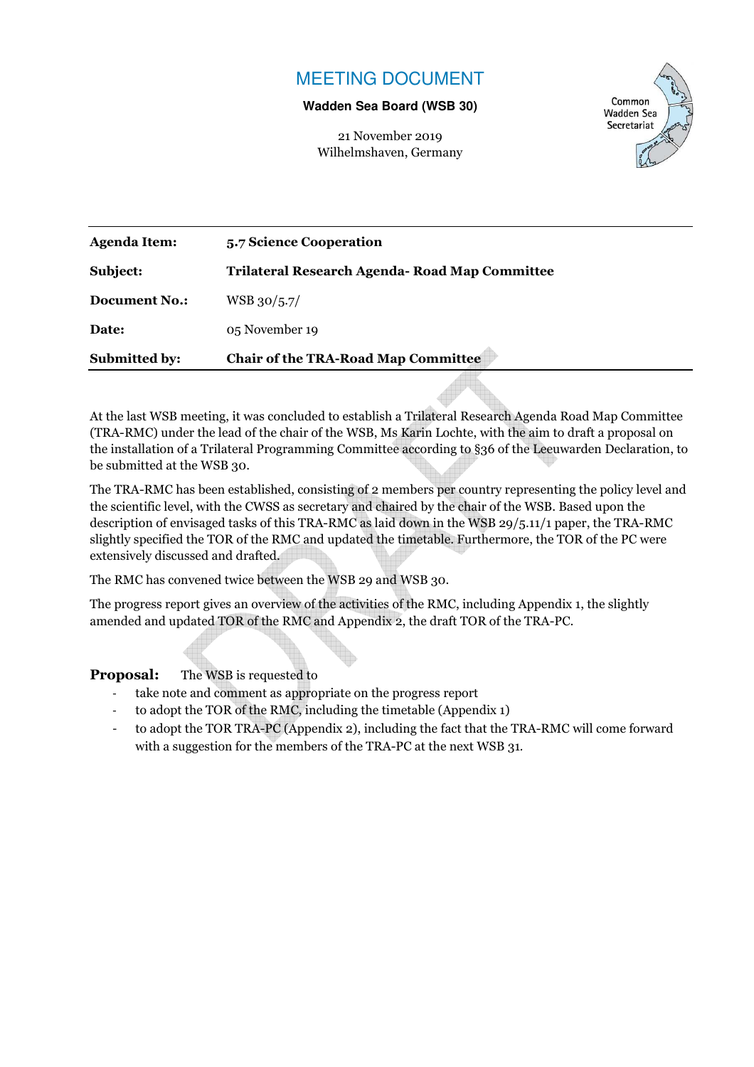# MEETING DOCUMENT

**Wadden Sea Board (WSB 30)**

21 November 2019
Wilhelmshaven, Germany

Common Wadden Sea Secretariat

| | |
|---|---|
| **Agenda Item:** | **5.7 Science Cooperation** |
| **Subject:** | **Trilateral Research Agenda- Road Map Committee** |
| **Document No.:** | WSB 30/5.7/ |
| **Date:** | 05 November 19 |
| **Submitted by:** | **Chair of the TRA-Road Map Committee** |

At the last WSB meeting, it was concluded to establish a Trilateral Research Agenda Road Map Committee (TRA-RMC) under the lead of the chair of the WSB, Ms Karin Lochte, with the aim to draft a proposal on the installation of a Trilateral Programming Committee according to §36 of the Leeuwarden Declaration, to be submitted at the WSB 30.

The TRA-RMC has been established, consisting of 2 members per country representing the policy level and the scientific level, with the CWSS as secretary and chaired by the chair of the WSB. Based upon the description of envisaged tasks of this TRA-RMC as laid down in the WSB 29/5.11/1 paper, the TRA-RMC slightly specified the TOR of the RMC and updated the timetable. Furthermore, the TOR of the PC were extensively discussed and drafted.

The RMC has convened twice between the WSB 29 and WSB 30.

The progress report gives an overview of the activities of the RMC, including Appendix 1, the slightly amended and updated TOR of the RMC and Appendix 2, the draft TOR of the TRA-PC.

**Proposal:** The WSB is requested to

- take note and comment as appropriate on the progress report
- to adopt the TOR of the RMC, including the timetable (Appendix 1)
- to adopt the TOR TRA-PC (Appendix 2), including the fact that the TRA-RMC will come forward with a suggestion for the members of the TRA-PC at the next WSB 31.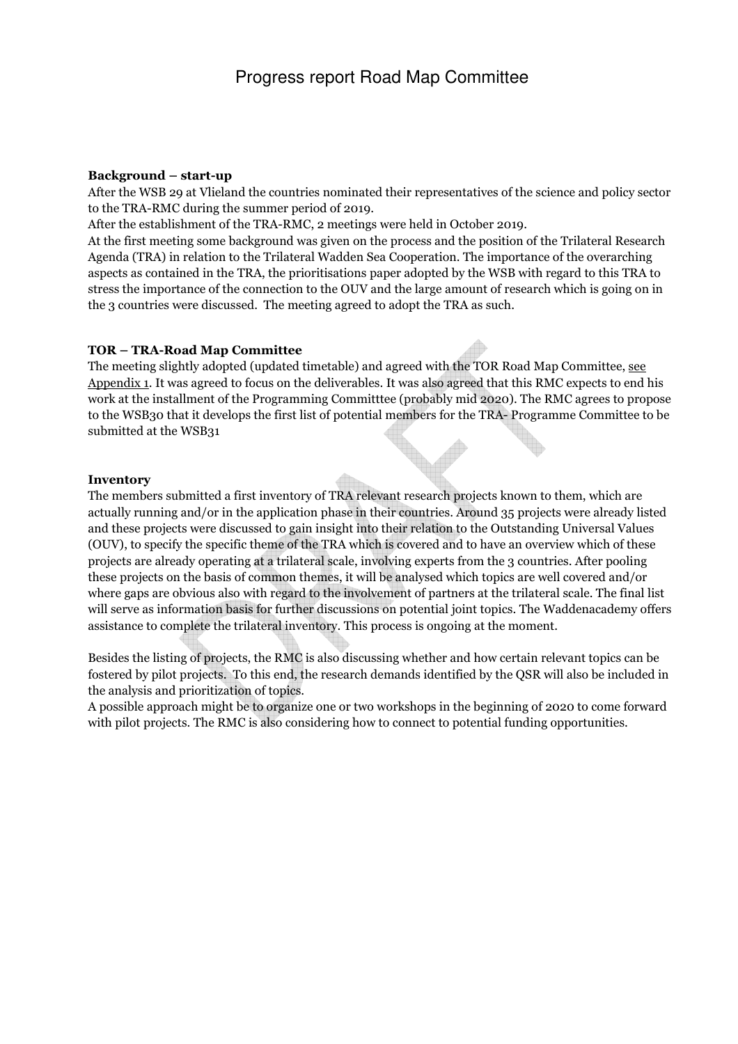# Progress report Road Map Committee

**Background – start-up**

After the WSB 29 at Vlieland the countries nominated their representatives of the science and policy sector to the TRA-RMC during the summer period of 2019.

After the establishment of the TRA-RMC, 2 meetings were held in October 2019.

At the first meeting some background was given on the process and the position of the Trilateral Research Agenda (TRA) in relation to the Trilateral Wadden Sea Cooperation. The importance of the overarching aspects as contained in the TRA, the prioritisations paper adopted by the WSB with regard to this TRA to stress the importance of the connection to the OUV and the large amount of research which is going on in the 3 countries were discussed. The meeting agreed to adopt the TRA as such.

**TOR – TRA-Road Map Committee**

The meeting slightly adopted (updated timetable) and agreed with the TOR Road Map Committee, see Appendix 1. It was agreed to focus on the deliverables. It was also agreed that this RMC expects to end his work at the installment of the Programming Committtee (probably mid 2020). The RMC agrees to propose to the WSB30 that it develops the first list of potential members for the TRA- Programme Committee to be submitted at the WSB31

**Inventory**

The members submitted a first inventory of TRA relevant research projects known to them, which are actually running and/or in the application phase in their countries. Around 35 projects were already listed and these projects were discussed to gain insight into their relation to the Outstanding Universal Values (OUV), to specify the specific theme of the TRA which is covered and to have an overview which of these projects are already operating at a trilateral scale, involving experts from the 3 countries. After pooling these projects on the basis of common themes, it will be analysed which topics are well covered and/or where gaps are obvious also with regard to the involvement of partners at the trilateral scale. The final list will serve as information basis for further discussions on potential joint topics. The Waddenacademy offers assistance to complete the trilateral inventory. This process is ongoing at the moment.

Besides the listing of projects, the RMC is also discussing whether and how certain relevant topics can be fostered by pilot projects. To this end, the research demands identified by the QSR will also be included in the analysis and prioritization of topics.

A possible approach might be to organize one or two workshops in the beginning of 2020 to come forward with pilot projects. The RMC is also considering how to connect to potential funding opportunities.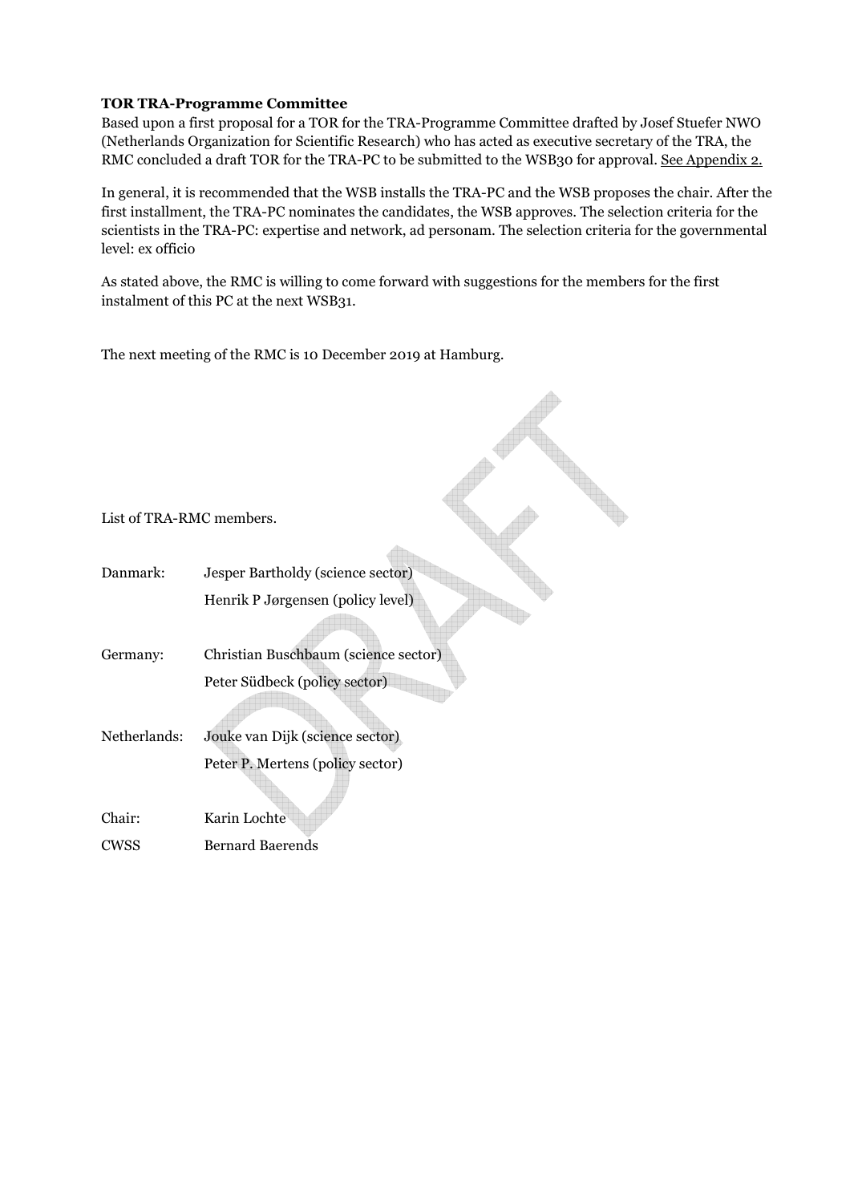**TOR TRA-Programme Committee**

Based upon a first proposal for a TOR for the TRA-Programme Committee drafted by Josef Stuefer NWO (Netherlands Organization for Scientific Research) who has acted as executive secretary of the TRA, the RMC concluded a draft TOR for the TRA-PC to be submitted to the WSB30 for approval. See Appendix 2.

In general, it is recommended that the WSB installs the TRA-PC and the WSB proposes the chair. After the first installment, the TRA-PC nominates the candidates, the WSB approves. The selection criteria for the scientists in the TRA-PC: expertise and network, ad personam. The selection criteria for the governmental level: ex officio

As stated above, the RMC is willing to come forward with suggestions for the members for the first instalment of this PC at the next WSB31.

The next meeting of the RMC is 10 December 2019 at Hamburg.

List of TRA-RMC members.

| | |
|---|---|
| Danmark: | Jesper Bartholdy (science sector) |
| | Henrik P Jørgensen (policy level) |
| Germany: | Christian Buschbaum (science sector) |
| | Peter Südbeck (policy sector) |
| Netherlands: | Jouke van Dijk (science sector) |
| | Peter P. Mertens (policy sector) |
| Chair: | Karin Lochte |
| CWSS | Bernard Baerends |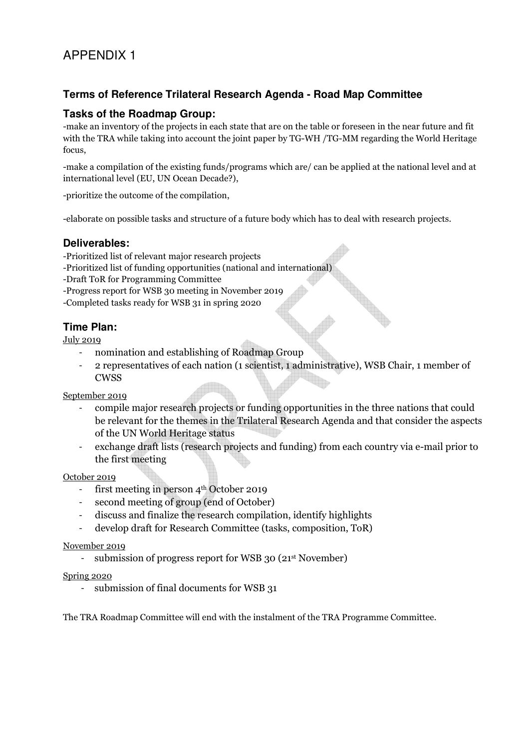# APPENDIX 1

### Terms of Reference Trilateral Research Agenda - Road Map Committee

### Tasks of the Roadmap Group:

-make an inventory of the projects in each state that are on the table or foreseen in the near future and fit with the TRA while taking into account the joint paper by TG-WH /TG-MM regarding the World Heritage focus,

-make a compilation of the existing funds/programs which are/ can be applied at the national level and at international level (EU, UN Ocean Decade?),

-prioritize the outcome of the compilation,

-elaborate on possible tasks and structure of a future body which has to deal with research projects.

### Deliverables:

-Prioritized list of relevant major research projects
-Prioritized list of funding opportunities (national and international)
-Draft ToR for Programming Committee
-Progress report for WSB 30 meeting in November 2019
-Completed tasks ready for WSB 31 in spring 2020

### Time Plan:

July 2019

- nomination and establishing of Roadmap Group
- 2 representatives of each nation (1 scientist, 1 administrative), WSB Chair, 1 member of CWSS

September 2019

- compile major research projects or funding opportunities in the three nations that could be relevant for the themes in the Trilateral Research Agenda and that consider the aspects of the UN World Heritage status
- exchange draft lists (research projects and funding) from each country via e-mail prior to the first meeting

October 2019

- first meeting in person 4th October 2019
- second meeting of group (end of October)
- discuss and finalize the research compilation, identify highlights
- develop draft for Research Committee (tasks, composition, ToR)

November 2019

- submission of progress report for WSB 30 (21st November)

Spring 2020

- submission of final documents for WSB 31

The TRA Roadmap Committee will end with the instalment of the TRA Programme Committee.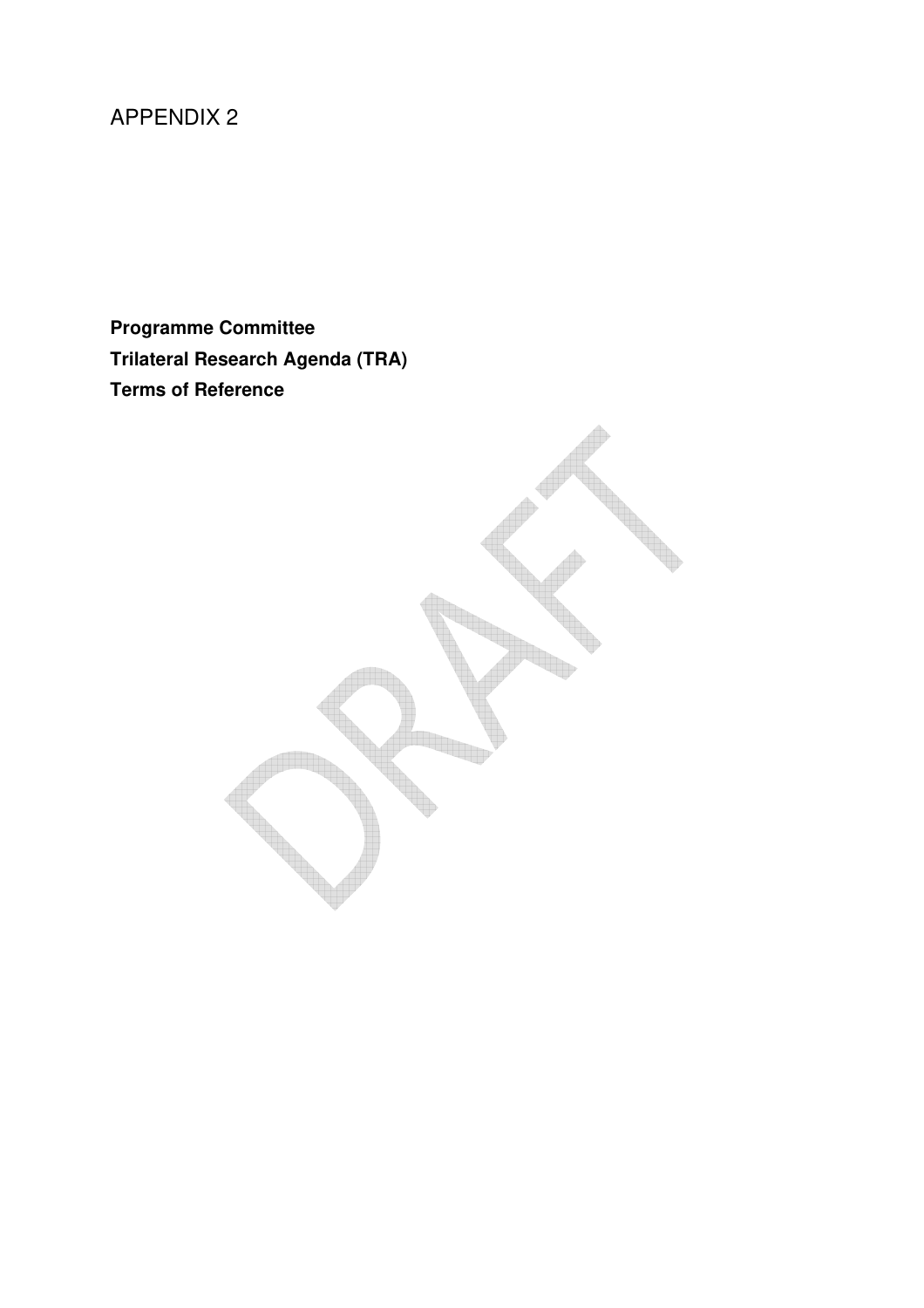# APPENDIX 2

**Programme Committee**
**Trilateral Research Agenda (TRA)**
**Terms of Reference**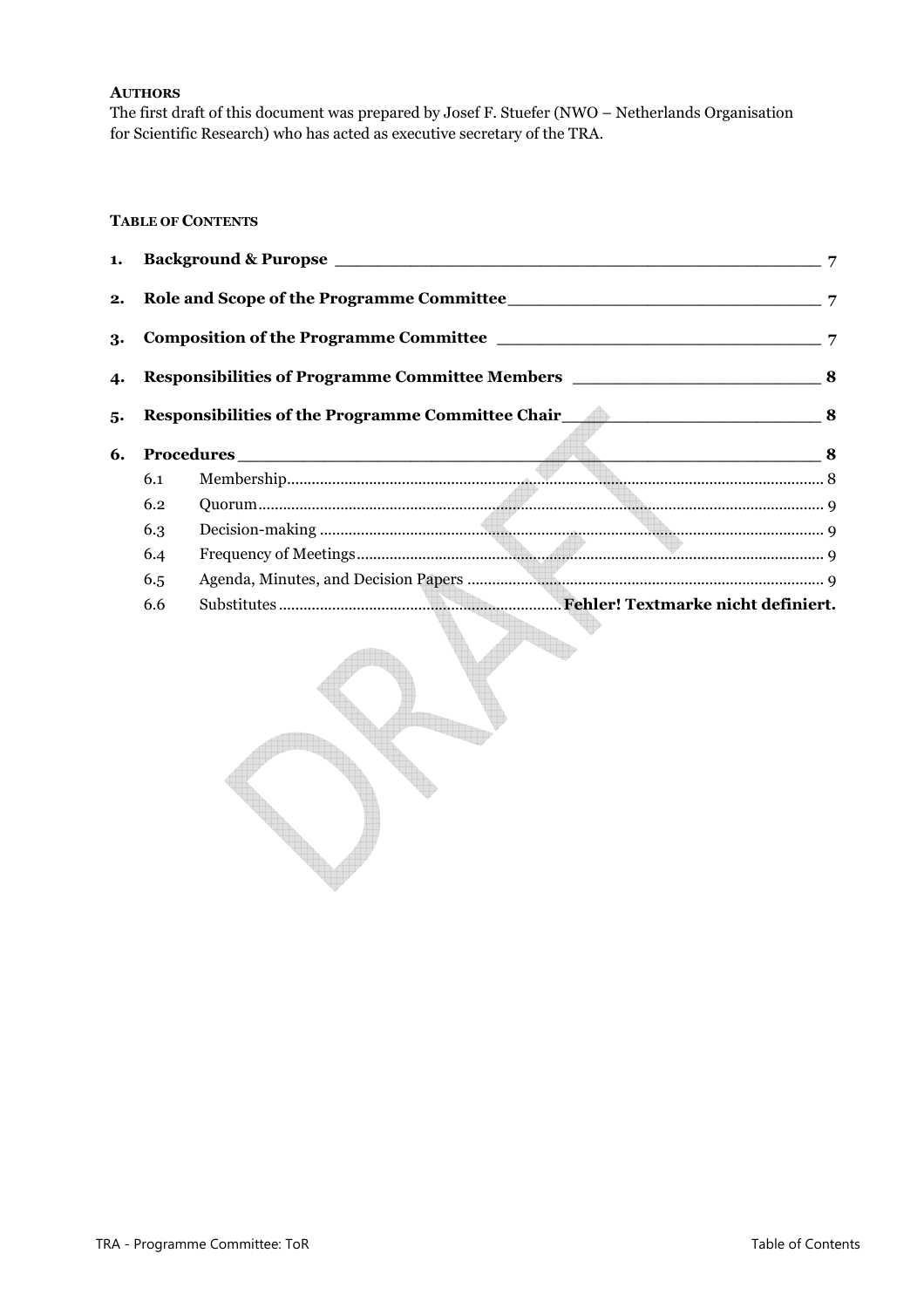**AUTHORS**

The first draft of this document was prepared by Josef F. Stuefer (NWO – Netherlands Organisation for Scientific Research) who has acted as executive secretary of the TRA.

**TABLE OF CONTENTS**

1. **Background & Puropse** ____________ 7
2. **Role and Scope of the Programme Committee** ____________ 7
3. **Composition of the Programme Committee** ____________ 7
4. **Responsibilities of Programme Committee Members** ____________ 8
5. **Responsibilities of the Programme Committee Chair** ____________ 8
6. **Procedures** ____________ 8
   - 6.1 Membership........ 8
   - 6.2 Quorum........ 9
   - 6.3 Decision-making........ 9
   - 6.4 Frequency of Meetings........ 9
   - 6.5 Agenda, Minutes, and Decision Papers........ 9
   - 6.6 Substitutes........ **Fehler! Textmarke nicht definiert.**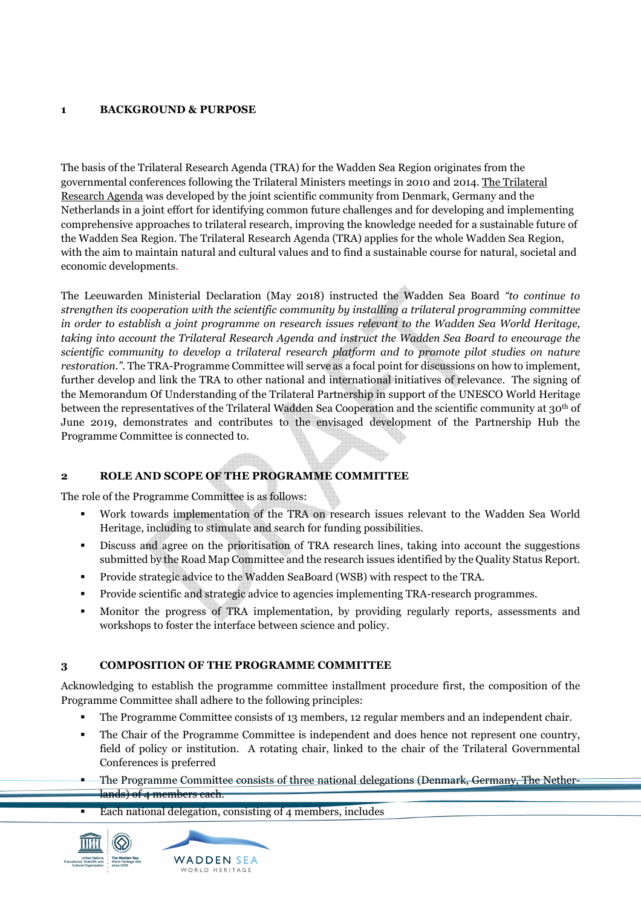## 1 BACKGROUND & PURPOSE

The basis of the Trilateral Research Agenda (TRA) for the Wadden Sea Region originates from the governmental conferences following the Trilateral Ministers meetings in 2010 and 2014. The Trilateral Research Agenda was developed by the joint scientific community from Denmark, Germany and the Netherlands in a joint effort for identifying common future challenges and for developing and implementing comprehensive approaches to trilateral research, improving the knowledge needed for a sustainable future of the Wadden Sea Region. The Trilateral Research Agenda (TRA) applies for the whole Wadden Sea Region, with the aim to maintain natural and cultural values and to find a sustainable course for natural, societal and economic developments.

The Leeuwarden Ministerial Declaration (May 2018) instructed the Wadden Sea Board *"to continue to strengthen its cooperation with the scientific community by installing a trilateral programming committee in order to establish a joint programme on research issues relevant to the Wadden Sea World Heritage, taking into account the Trilateral Research Agenda and instruct the Wadden Sea Board to encourage the scientific community to develop a trilateral research platform and to promote pilot studies on nature restoration."*. The TRA-Programme Committee will serve as a focal point for discussions on how to implement, further develop and link the TRA to other national and international initiatives of relevance. The signing of the Memorandum Of Understanding of the Trilateral Partnership in support of the UNESCO World Heritage between the representatives of the Trilateral Wadden Sea Cooperation and the scientific community at 30th of June 2019, demonstrates and contributes to the envisaged development of the Partnership Hub the Programme Committee is connected to.

## 2 ROLE AND SCOPE OF THE PROGRAMME COMMITTEE

The role of the Programme Committee is as follows:

- Work towards implementation of the TRA on research issues relevant to the Wadden Sea World Heritage, including to stimulate and search for funding possibilities.
- Discuss and agree on the prioritisation of TRA research lines, taking into account the suggestions submitted by the Road Map Committee and the research issues identified by the Quality Status Report.
- Provide strategic advice to the Wadden SeaBoard (WSB) with respect to the TRA.
- Provide scientific and strategic advice to agencies implementing TRA-research programmes.
- Monitor the progress of TRA implementation, by providing regularly reports, assessments and workshops to foster the interface between science and policy.

## 3 COMPOSITION OF THE PROGRAMME COMMITTEE

Acknowledging to establish the programme committee installment procedure first, the composition of the Programme Committee shall adhere to the following principles:

- The Programme Committee consists of 13 members, 12 regular members and an independent chair.
- The Chair of the Programme Committee is independent and does hence not represent one country, field of policy or institution. A rotating chair, linked to the chair of the Trilateral Governmental Conferences is preferred
- The Programme Committee consists of three national delegations (Denmark, Germany, The Netherlands) of 4 members each.
- Each national delegation, consisting of 4 members, includes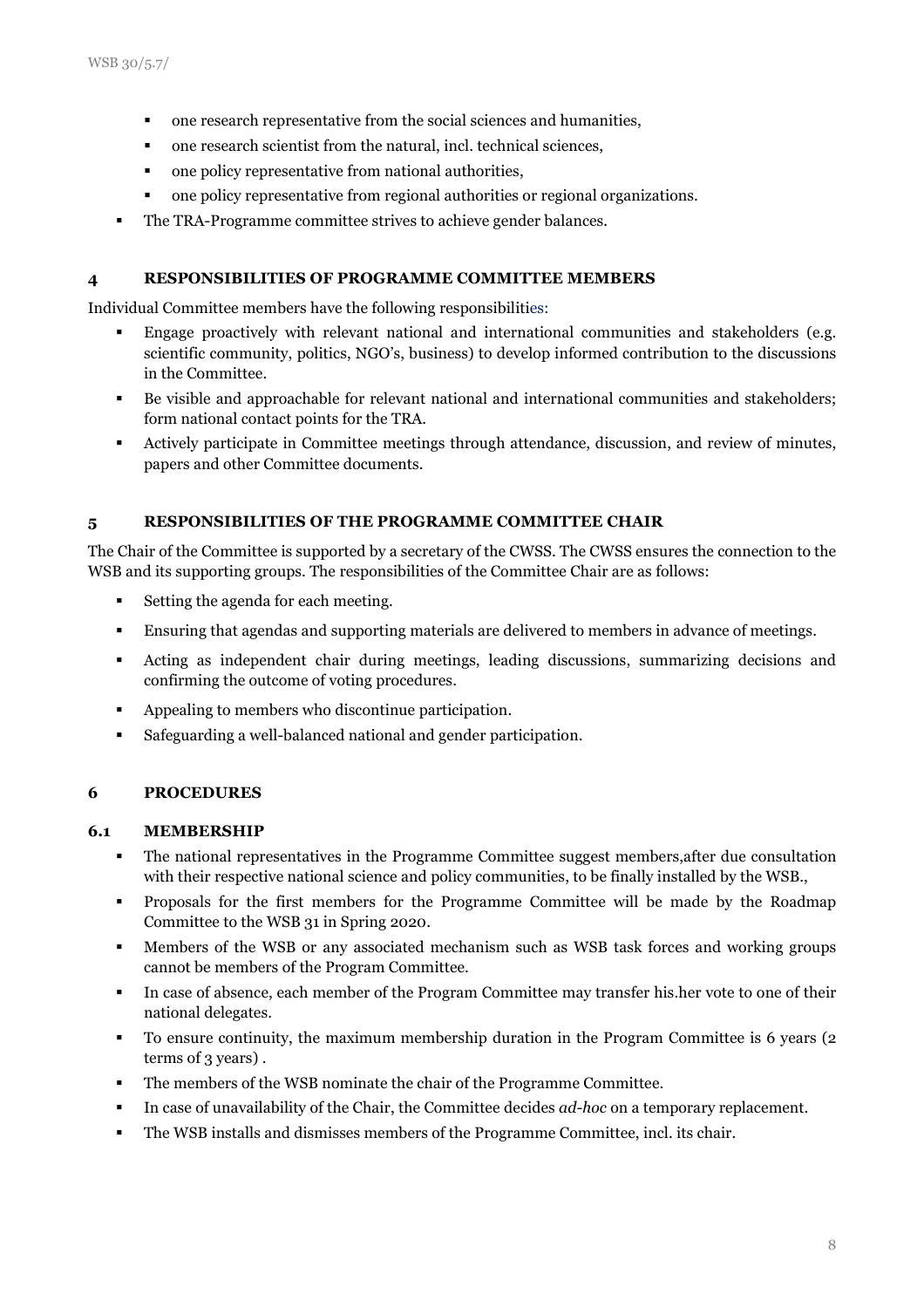- one research representative from the social sciences and humanities,
  - one research scientist from the natural, incl. technical sciences,
  - one policy representative from national authorities,
  - one policy representative from regional authorities or regional organizations.
- The TRA-Programme committee strives to achieve gender balances.

## 4 RESPONSIBILITIES OF PROGRAMME COMMITTEE MEMBERS

Individual Committee members have the following responsibilities:

- Engage proactively with relevant national and international communities and stakeholders (e.g. scientific community, politics, NGO's, business) to develop informed contribution to the discussions in the Committee.
- Be visible and approachable for relevant national and international communities and stakeholders; form national contact points for the TRA.
- Actively participate in Committee meetings through attendance, discussion, and review of minutes, papers and other Committee documents.

## 5 RESPONSIBILITIES OF THE PROGRAMME COMMITTEE CHAIR

The Chair of the Committee is supported by a secretary of the CWSS. The CWSS ensures the connection to the WSB and its supporting groups. The responsibilities of the Committee Chair are as follows:

- Setting the agenda for each meeting.
- Ensuring that agendas and supporting materials are delivered to members in advance of meetings.
- Acting as independent chair during meetings, leading discussions, summarizing decisions and confirming the outcome of voting procedures.
- Appealing to members who discontinue participation.
- Safeguarding a well-balanced national and gender participation.

## 6 PROCEDURES

### 6.1 MEMBERSHIP

- The national representatives in the Programme Committee suggest members,after due consultation with their respective national science and policy communities, to be finally installed by the WSB.,
- Proposals for the first members for the Programme Committee will be made by the Roadmap Committee to the WSB 31 in Spring 2020.
- Members of the WSB or any associated mechanism such as WSB task forces and working groups cannot be members of the Program Committee.
- In case of absence, each member of the Program Committee may transfer his.her vote to one of their national delegates.
- To ensure continuity, the maximum membership duration in the Program Committee is 6 years (2 terms of 3 years) .
- The members of the WSB nominate the chair of the Programme Committee.
- In case of unavailability of the Chair, the Committee decides *ad-hoc* on a temporary replacement.
- The WSB installs and dismisses members of the Programme Committee, incl. its chair.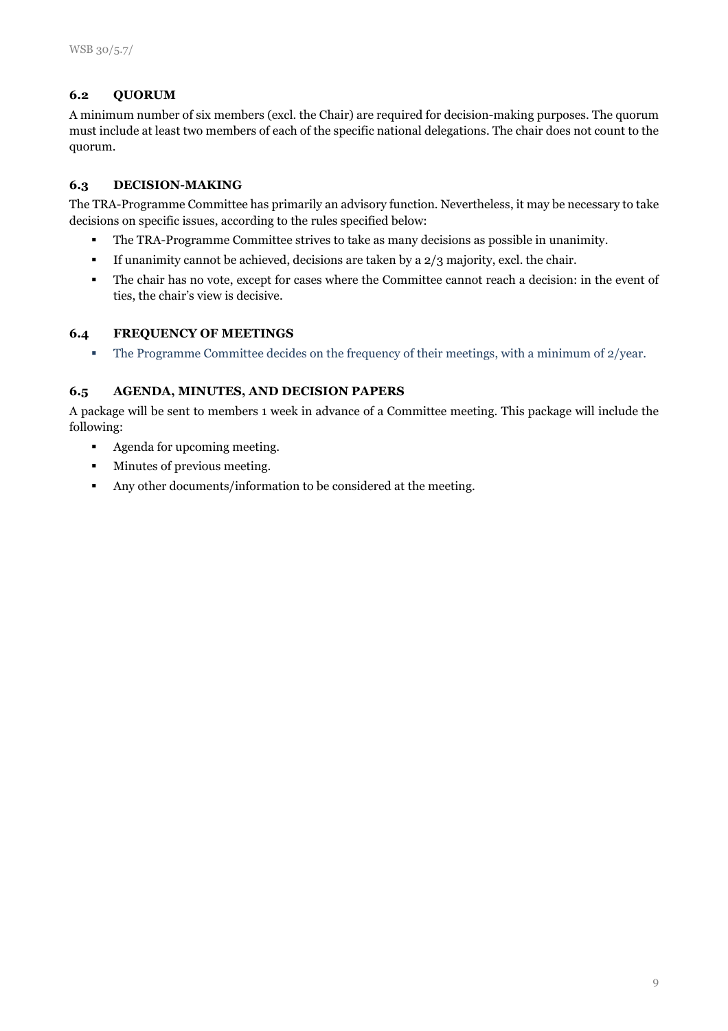### 6.2 QUORUM

A minimum number of six members (excl. the Chair) are required for decision-making purposes. The quorum must include at least two members of each of the specific national delegations. The chair does not count to the quorum.

### 6.3 DECISION-MAKING

The TRA-Programme Committee has primarily an advisory function. Nevertheless, it may be necessary to take decisions on specific issues, according to the rules specified below:

- The TRA-Programme Committee strives to take as many decisions as possible in unanimity.
- If unanimity cannot be achieved, decisions are taken by a 2/3 majority, excl. the chair.
- The chair has no vote, except for cases where the Committee cannot reach a decision: in the event of ties, the chair's view is decisive.

### 6.4 FREQUENCY OF MEETINGS

- The Programme Committee decides on the frequency of their meetings, with a minimum of 2/year.

### 6.5 AGENDA, MINUTES, AND DECISION PAPERS

A package will be sent to members 1 week in advance of a Committee meeting. This package will include the following:

- Agenda for upcoming meeting.
- Minutes of previous meeting.
- Any other documents/information to be considered at the meeting.